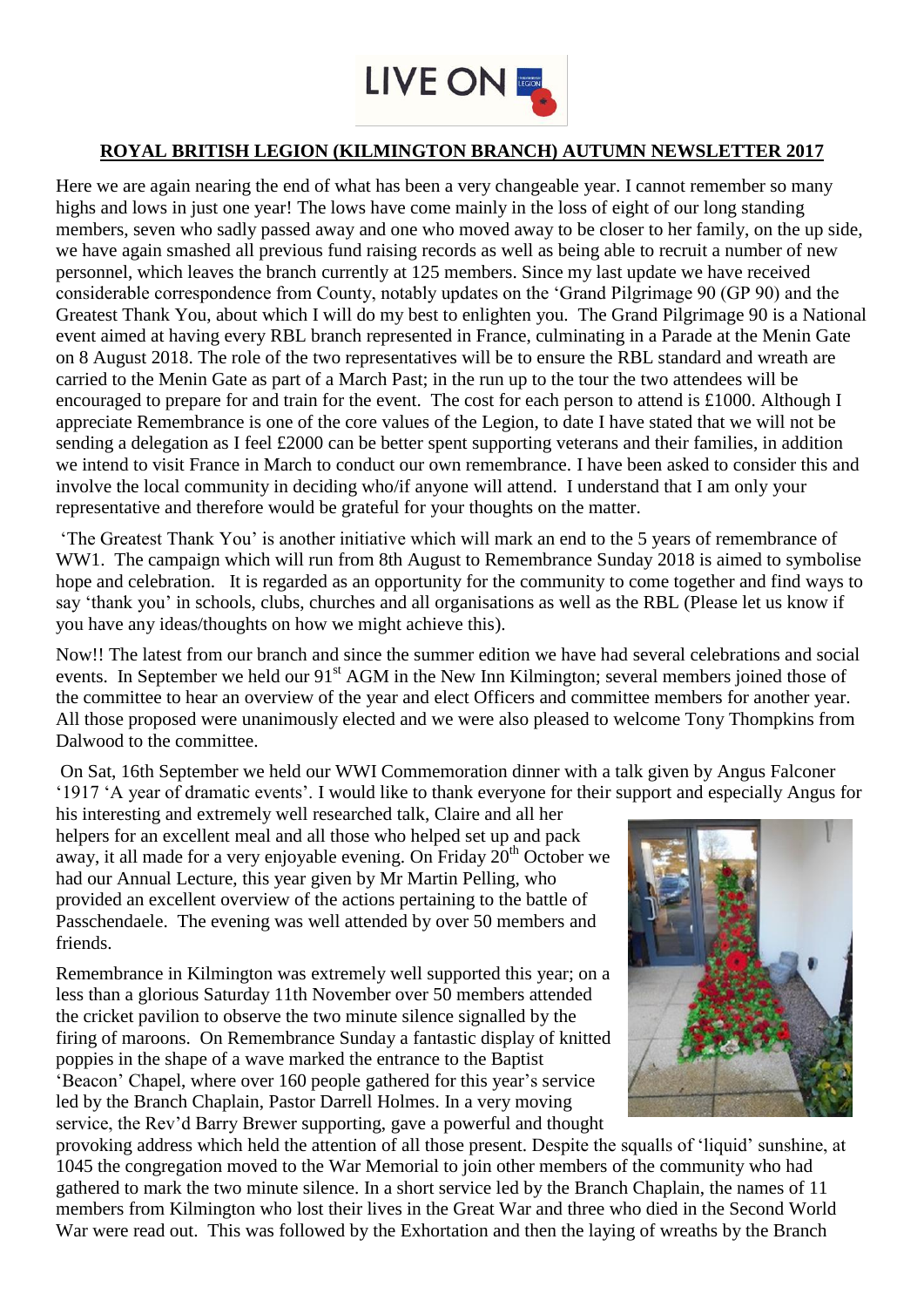LIVE ON

## ROYAL BRITISH LEGION (KILMINGTON BRANCH) AUTUMN NEWSLETTER 2017

Here we are again nearing the end of what has been a very changeable year. I cannot remember so many highs and lows in just one year! The lows have come mainly in the loss of eight of our long standing members, seven who sadly passed away and one who moved away to be closer to her family, on the up side, we have again smashed all previous fund raising records as well as being able to recruit a number of new personnel, which leaves the branch currently at 125 members. Since my last update we have received considerable correspondence from County, notably updates on the 'Grand Pilgrimage 90 (GP 90) and the Greatest Thank You, about which I will do my best to enlighten you. The Grand Pilgrimage 90 is a National event aimed at having every RBL branch represented in France, culminating in a Parade at the Menin Gate on 8 August 2018. The role of the two representatives will be to ensure the RBL standard and wreath are carried to the Menin Gate as part of a March Past; in the run up to the tour the two attendees will be encouraged to prepare for and train for the event. The cost for each person to attend is £1000. Although I appreciate Remembrance is one of the core values of the Legion, to date I have stated that we will not be sending a delegation as I feel £2000 can be better spent supporting veterans and their families, in addition we intend to visit France in March to conduct our own remembrance. I have been asked to consider this and involve the local community in deciding who/if anyone will attend. I understand that I am only your representative and therefore would be grateful for your thoughts on the matter.

'The Greatest Thank You' is another initiative which will mark an end to the 5 years of remembrance of WW1. The campaign which will run from 8th August to Remembrance Sunday 2018 is aimed to symbolise hope and celebration. It is regarded as an opportunity for the community to come together and find ways to say 'thank you' in schools, clubs, churches and all organisations as well as the RBL (Please let us know if you have any ideas/thoughts on how we might achieve this).

Now!! The latest from our branch and since the summer edition we have had several celebrations and social events. In September we held our 91st AGM in the New Inn Kilmington; several members joined those of the committee to hear an overview of the year and elect Officers and committee members for another year. All those proposed were unanimously elected and we were also pleased to welcome Tony Thompkins from Dalwood to the committee.

On Sat, 16th September we held our WWI Commemoration dinner with a talk given by Angus Falconer '1917 'A year of dramatic events'. I would like to thank everyone for their support and especially Angus for his interesting and extremely well researched talk, Claire and all her helpers for an excellent meal and all those who helped set up and pack away, it all made for a very enjoyable evening. On Friday 20th October we had our Annual Lecture, this year given by Mr Martin Pelling, who provided an excellent overview of the actions pertaining to the battle of Passchendaele. The evening was well attended by over 50 members and friends.

Remembrance in Kilmington was extremely well supported this year; on a less than a glorious Saturday 11th November over 50 members attended the cricket pavilion to observe the two minute silence signalled by the firing of maroons. On Remembrance Sunday a fantastic display of knitted poppies in the shape of a wave marked the entrance to the Baptist 'Beacon' Chapel, where over 160 people gathered for this year's service led by the Branch Chaplain, Pastor Darrell Holmes. In a very moving service, the Rev'd Barry Brewer supporting, gave a powerful and thought provoking address which held the attention of all those present. Despite the squalls of 'liquid' sunshine, at 1045 the congregation moved to the War Memorial to join other members of the community who had gathered to mark the two minute silence. In a short service led by the Branch Chaplain, the names of 11 members from Kilmington who lost their lives in the Great War and three who died in the Second World War were read out. This was followed by the Exhortation and then the laying of wreaths by the Branch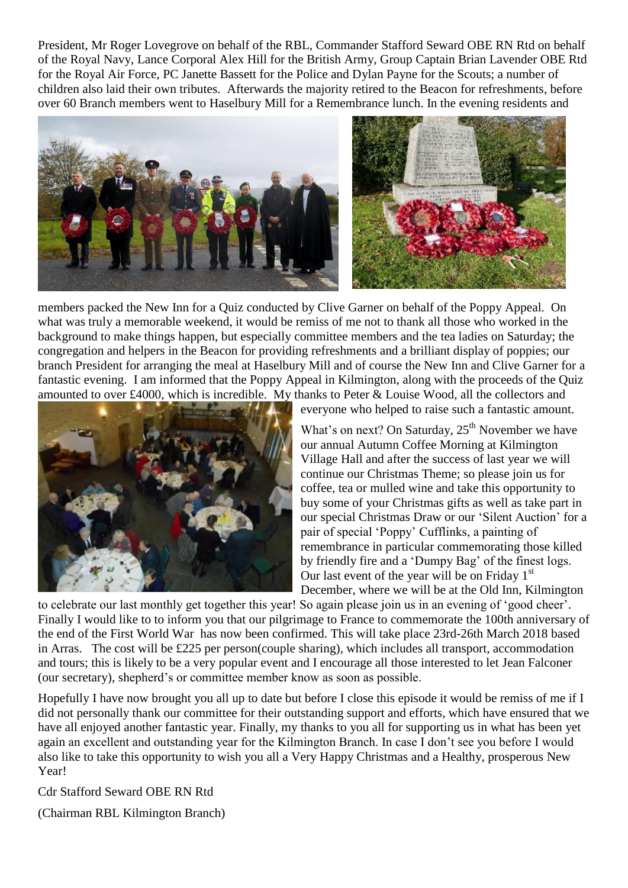President, Mr Roger Lovegrove on behalf of the RBL, Commander Stafford Seward OBE RN Rtd on behalf of the Royal Navy, Lance Corporal Alex Hill for the British Army, Group Captain Brian Lavender OBE Rtd for the Royal Air Force, PC Janette Bassett for the Police and Dylan Payne for the Scouts; a number of children also laid their own tributes. Afterwards the majority retired to the Beacon for refreshments, before over 60 Branch members went to Haselbury Mill for a Remembrance lunch. In the evening residents and members packed the New Inn for a Quiz conducted by Clive Garner on behalf of the Poppy Appeal. On what was truly a memorable weekend, it would be remiss of me not to thank all those who worked in the background to make things happen, but especially committee members and the tea ladies on Saturday; the congregation and helpers in the Beacon for providing refreshments and a brilliant display of poppies; our branch President for arranging the meal at Haselbury Mill and of course the New Inn and Clive Garner for a fantastic evening. I am informed that the Poppy Appeal in Kilmington, along with the proceeds of the Quiz amounted to over £4000, which is incredible. My thanks to Peter & Louise Wood, all the collectors and everyone who helped to raise such a fantastic amount.

What's on next? On Saturday, 25th November we have our annual Autumn Coffee Morning at Kilmington Village Hall and after the success of last year we will continue our Christmas Theme; so please join us for coffee, tea or mulled wine and take this opportunity to buy some of your Christmas gifts as well as take part in our special Christmas Draw or our 'Silent Auction' for a pair of special 'Poppy' Cufflinks, a painting of remembrance in particular commemorating those killed by friendly fire and a 'Dumpy Bag' of the finest logs. Our last event of the year will be on Friday 1st December, where we will be at the Old Inn, Kilmington to celebrate our last monthly get together this year! So again please join us in an evening of 'good cheer'. Finally I would like to to inform you that our pilgrimage to France to commemorate the 100th anniversary of the end of the First World War has now been confirmed. This will take place 23rd-26th March 2018 based in Arras. The cost will be £225 per person(couple sharing), which includes all transport, accommodation and tours; this is likely to be a very popular event and I encourage all those interested to let Jean Falconer (our secretary), shepherd's or committee member know as soon as possible.

Hopefully I have now brought you all up to date but before I close this episode it would be remiss of me if I did not personally thank our committee for their outstanding support and efforts, which have ensured that we have all enjoyed another fantastic year. Finally, my thanks to you all for supporting us in what has been yet again an excellent and outstanding year for the Kilmington Branch. In case I don't see you before I would also like to take this opportunity to wish you all a Very Happy Christmas and a Healthy, prosperous New Year!

Cdr Stafford Seward OBE RN Rtd

(Chairman RBL Kilmington Branch)